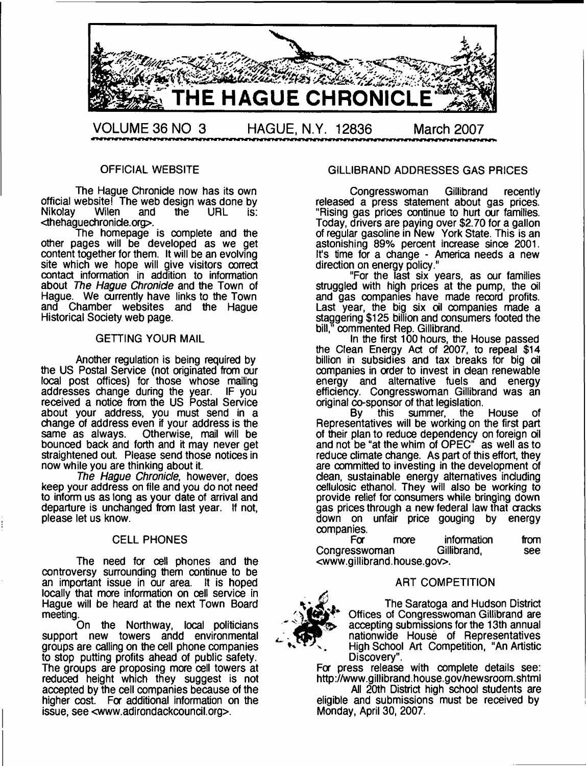# THE HAGUE CHRONICLE

VOLUME 36 NO 3 HAGUE, N.Y. 12836 March 2007

## OFFICIAL WEBSITE

The Hague Chronicle now has its own official website! The web design was done by Nikolay Wilen and the URL is: <thehaguechronicle.org>.

The homepage is complete and the other pages will be developed as we get content together for them. It will be an evolving site which we hope will give visitors correct contact information in addition to information about *The Hague Chronicle* and the Town of Hague. We currently have links to the Town and Chamber websites and the Hague Historical Society web page.

## GETTING YOUR MAIL

Another regulation is being required by the US Postal Service (not originated from our local post offices) for those whose mailing addresses change during the year. IF you received a notice from the US Postal Service about your address, you must send in a change of address even if your address is the same as always. Otherwise, mail will be bounced back and forth and it may never get straightened out. Please send those notices in now while you are thinking about it.

*The Hague Chronicle*, however, does keep your address on file and you do not need to inform us as long as your date of arrival and departure is unchanged from last year. If not, please let us know.

## CELL PHONES

The need for cell phones and the controversy surrounding them continue to be an important issue in our area. It is hoped locally that more information on cell service in Hague will be heard at the next Town Board meeting.

On the Northway, local politicians support new towers andd environmental groups are calling on the cell phone companies to stop putting profits ahead of public safety. The groups are proposing more cell towers at reduced height which they suggest is not accepted by the cell companies because of the higher cost. For additional information on the issue, see <www.adirondackcouncil.org>.

## GILLIBRAND ADDRESSES GAS PRICES

Congresswoman Gillibrand recently released a press statement about gas prices. "Rising gas prices continue to hurt our families. Today, drivers are paying over $2.70 for a gallon of regular gasoline in New York State. This is an astonishing 89% percent increase since 2001. It's time for a change - America needs a new direction on energy policy."

"For the last six years, as our families struggled with high prices at the pump, the oil and gas companies have made record profits. Last year, the big six oil companies made a staggering $125 billion and consumers footed the bill," commented Rep. Gillibrand.

In the first 100 hours, the House passed the Clean Energy Act of 2007, to repeal $14 billion in subsidies and tax breaks for big oil companies in order to invest in clean renewable energy and alternative fuels and energy efficiency. Congresswoman Gillibrand was an original co-sponsor of that legislation.

By this summer, the House of Representatives will be working on the first part of their plan to reduce dependency on foreign oil and not be "at the whim of OPEC" as well as to reduce climate change. As part of this effort, they are committed to investing in the development of clean, sustainable energy alternatives including cellulosic ethanol. They will also be working to provide relief for consumers while bringing down gas prices through a new federal law that cracks down on unfair price gouging by energy companies.

For more information from Congresswoman Gillibrand, see <www.gillibrand.house.gov>.

## ART COMPETITION

The Saratoga and Hudson District Offices of Congresswoman Gillibrand are accepting submissions for the 13th annual nationwide House of Representatives High School Art Competition, "An Artistic Discovery".

For press release with complete details see: http://www.gillibrand.house.gov/newsroom.shtml

All 20th District high school students are eligible and submissions must be received by Monday, April 30, 2007.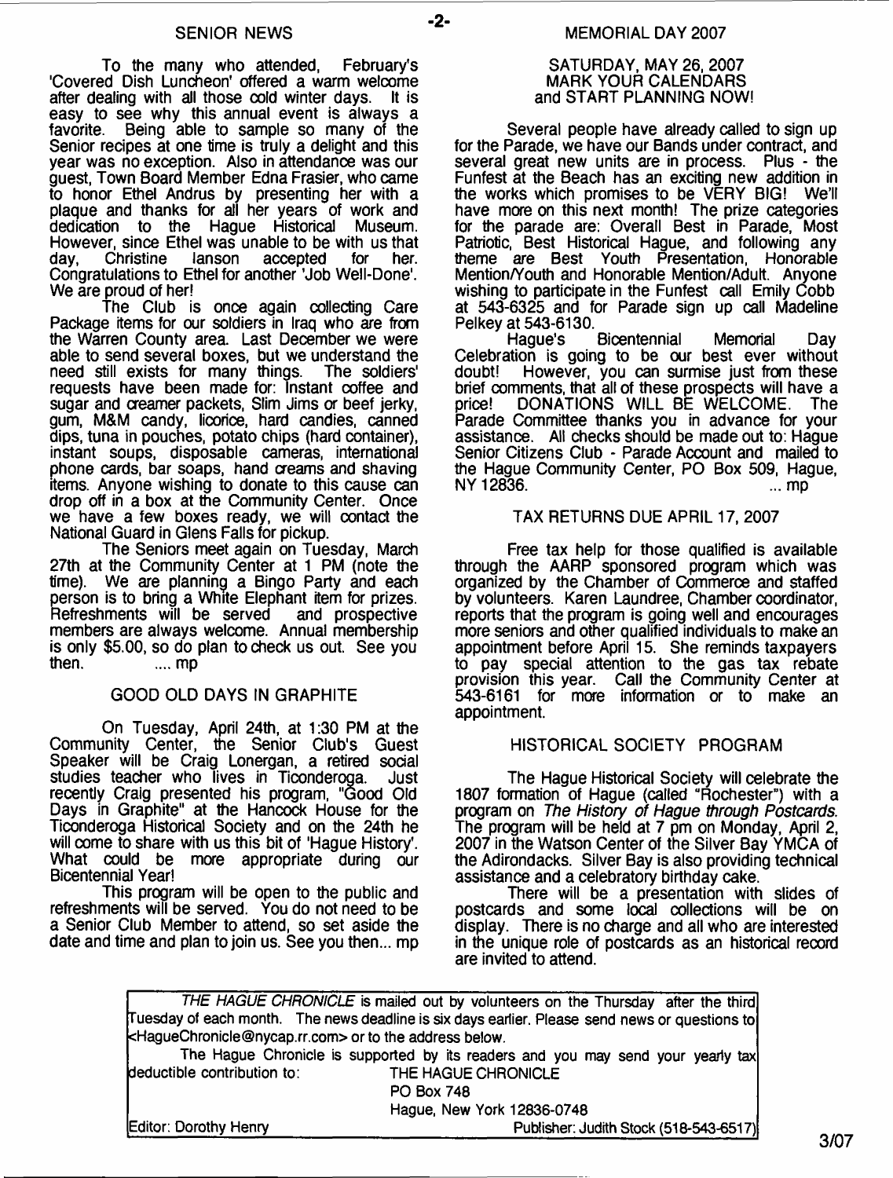## SENIOR NEWS

To the many who attended, February's 'Covered Dish Luncheon' offered a warm welcome after dealing with all those cold winter days. It is easy to see why this annual event is always a favorite. Being able to sample so many of the Senior recipes at one time is truly a delight and this year was no exception. Also in attendance was our guest, Town Board Member Edna Frasier, who came to honor Ethel Andrus by presenting her with a plaque and thanks for all her years of work and dedication to the Hague Historical Museum. However, since Ethel was unable to be with us that day, Christine Ianson accepted for her. Congratulations to Ethel for another 'Job Well-Done'. We are proud of her!

The Club is once again collecting Care Package items for our soldiers in Iraq who are from the Warren County area. Last December we were able to send several boxes, but we understand the need still exists for many things. The soldiers' requests have been made for: Instant coffee and sugar and creamer packets, Slim Jims or beef jerky, gum, M&M candy, licorice, hard candies, canned dips, tuna in pouches, potato chips (hard container), instant soups, disposable cameras, international phone cards, bar soaps, hand creams and shaving items. Anyone wishing to donate to this cause can drop off in a box at the Community Center. Once we have a few boxes ready, we will contact the National Guard in Glens Falls for pickup.

The Seniors meet again on Tuesday, March 27th at the Community Center at 1 PM (note the time). We are planning a Bingo Party and each person is to bring a White Elephant item for prizes. Refreshments will be served and prospective members are always welcome. Annual membership is only $5.00, so do plan to check us out. See you then. .... mp

## GOOD OLD DAYS IN GRAPHITE

On Tuesday, April 24th, at 1:30 PM at the Community Center, the Senior Club's Guest Speaker will be Craig Lonergan, a retired social studies teacher who lives in Ticonderoga. Just recently Craig presented his program, "Good Old Days in Graphite" at the Hancock House for the Ticonderoga Historical Society and on the 24th he will come to share with us this bit of 'Hague History'. What could be more appropriate during our Bicentennial Year!

This program will be open to the public and refreshments will be served. You do not need to be a Senior Club Member to attend, so set aside the date and time and plan to join us. See you then... mp

## MEMORIAL DAY 2007

### SATURDAY, MAY 26, 2007
### MARK YOUR CALENDARS and START PLANNING NOW!

Several people have already called to sign up for the Parade, we have our Bands under contract, and several great new units are in process. Plus - the Funfest at the Beach has an exciting new addition in the works which promises to be VERY BIG! We'll have more on this next month! The prize categories for the parade are: Overall Best in Parade, Most Patriotic, Best Historical Hague, and following any theme are Best Youth Presentation, Honorable Mention/Youth and Honorable Mention/Adult. Anyone wishing to participate in the Funfest call Emily Cobb at 543-6325 and for Parade sign up call Madeline Pelkey at 543-6130.

Hague's Bicentennial Memorial Day Celebration is going to be our best ever without doubt! However, you can surmise just from these brief comments, that all of these prospects will have a price! DONATIONS WILL BE WELCOME. The Parade Committee thanks you in advance for your assistance. All checks should be made out to: Hague Senior Citizens Club - Parade Account and mailed to the Hague Community Center, PO Box 509, Hague, NY 12836. ... mp

## TAX RETURNS DUE APRIL 17, 2007

Free tax help for those qualified is available through the AARP sponsored program which was organized by the Chamber of Commerce and staffed by volunteers. Karen Laundree, Chamber coordinator, reports that the program is going well and encourages more seniors and other qualified individuals to make an appointment before April 15. She reminds taxpayers to pay special attention to the gas tax rebate provision this year. Call the Community Center at 543-6161 for more information or to make an appointment.

## HISTORICAL SOCIETY PROGRAM

The Hague Historical Society will celebrate the 1807 formation of Hague (called "Rochester") with a program on *The History of Hague through Postcards*. The program will be held at 7 pm on Monday, April 2, 2007 in the Watson Center of the Silver Bay YMCA of the Adirondacks. Silver Bay is also providing technical assistance and a celebratory birthday cake.

There will be a presentation with slides of postcards and some local collections will be on display. There is no charge and all who are interested in the unique role of postcards as an historical record are invited to attend.

---

*THE HAGUE CHRONICLE* is mailed out by volunteers on the Thursday after the third Tuesday of each month. The news deadline is six days earlier. Please send news or questions to <HagueChronicle@nycap.rr.com> or to the address below.

The Hague Chronicle is supported by its readers and you may send your yearly tax deductible contribution to:

THE HAGUE CHRONICLE
PO Box 748
Hague, New York 12836-0748

Editor: Dorothy Henry — Publisher: Judith Stock (518-543-6517)

3/07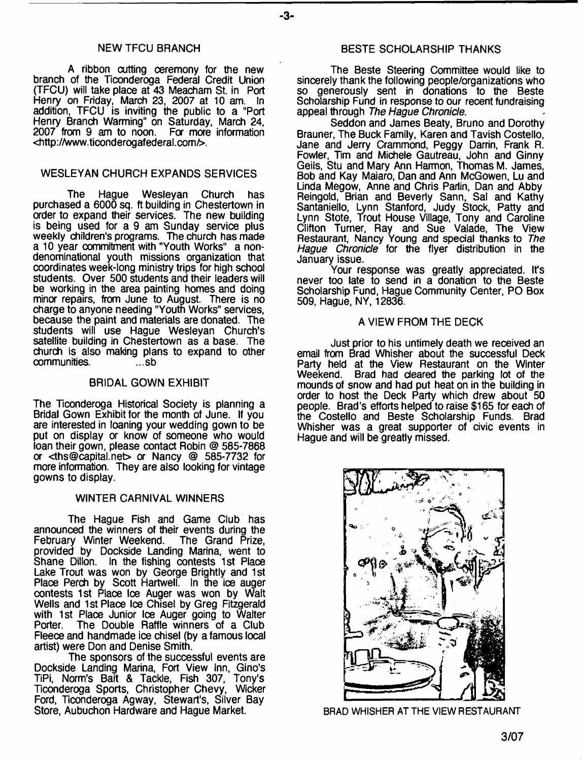## NEW TFCU BRANCH

A ribbon cutting ceremony for the new branch of the Ticonderoga Federal Credit Union (TFCU) will take place at 43 Meacham St. in Port Henry on Friday, March 23, 2007 at 10 am. In addition, TFCU is inviting the public to a "Port Henry Branch Warming" on Saturday, March 24, 2007 from 9 am to noon. For more information <http://www.ticonderogafederal.com/>.

## WESLEYAN CHURCH EXPANDS SERVICES

The Hague Wesleyan Church has purchased a 6000 sq. ft building in Chestertown in order to expand their services. The new building is being used for a 9 am Sunday service plus weekly children's programs. The church has made a 10 year commitment with "Youth Works" a non-denominational youth missions organization that coordinates week-long ministry trips for high school students. Over 500 students and their leaders will be working in the area painting homes and doing minor repairs, from June to August. There is no charge to anyone needing "Youth Works" services, because the paint and materials are donated. The students will use Hague Wesleyan Church's satellite building in Chestertown as a base. The church is also making plans to expand to other communities. ...sb

## BRIDAL GOWN EXHIBIT

The Ticonderoga Historical Society is planning a Bridal Gown Exhibit for the month of June. If you are interested in loaning your wedding gown to be put on display or know of someone who would loan their gown, please contact Robin @ 585-7868 or <ths@capital.net> or Nancy @ 585-7732 for more information. They are also looking for vintage gowns to display.

## WINTER CARNIVAL WINNERS

The Hague Fish and Game Club has announced the winners of their events during the February Winter Weekend. The Grand Prize, provided by Dockside Landing Marina, went to Shane Dillon. In the fishing contests 1st Place Lake Trout was won by George Brightly and 1st Place Perch by Scott Hartwell. In the ice auger contests 1st Place Ice Auger was won by Walt Wells and 1st Place Ice Chisel by Greg Fitzgerald with 1st Place Junior Ice Auger going to Walter Porter. The Double Raffle winners of a Club Fleece and handmade ice chisel (by a famous local artist) were Don and Denise Smith.

The sponsors of the successful events are Dockside Landing Marina, Fort View Inn, Gino's TiPi, Norm's Bait & Tackle, Fish 307, Tony's Ticonderoga Sports, Christopher Chevy, Wicker Ford, Ticonderoga Agway, Stewart's, Silver Bay Store, Aubuchon Hardware and Hague Market.

## BESTE SCHOLARSHIP THANKS

The Beste Steering Committee would like to sincerely thank the following people/organizations who so generously sent in donations to the Beste Scholarship Fund in response to our recent fundraising appeal through *The Hague Chronicle.*

Seddon and James Beaty, Bruno and Dorothy Brauner, The Buck Family, Karen and Tavish Costello, Jane and Jerry Crammond, Peggy Darrin, Frank R. Fowler, Tim and Michele Gautreau, John and Ginny Geils, Stu and Mary Ann Harmon, Thomas M. James, Bob and Kay Maiaro, Dan and Ann McGowen, Lu and Linda Megow, Anne and Chris Parlin, Dan and Abby Reingold, Brian and Beverly Sann, Sal and Kathy Santaniello, Lynn Stanford, Judy Stock, Patty and Lynn Stote, Trout House Village, Tony and Caroline Clifton Turner, Ray and Sue Valade, The View Restaurant, Nancy Young and special thanks to *The Hague Chronicle* for the flyer distribution in the January issue.

Your response was greatly appreciated. It's never too late to send in a donation to the Beste Scholarship Fund, Hague Community Center, PO Box 509, Hague, NY, 12836.

## A VIEW FROM THE DECK

Just prior to his untimely death we received an email from Brad Whisher about the successful Deck Party held at the View Restaurant on the Winter Weekend. Brad had cleared the parking lot of the mounds of snow and had put heat on in the building in order to host the Deck Party which drew about 50 people. Brad's efforts helped to raise $165 for each of the Costello and Beste Scholarship Funds. Brad Whisher was a great supporter of civic events in Hague and will be greatly missed.

BRAD WHISHER AT THE VIEW RESTAURANT

3/07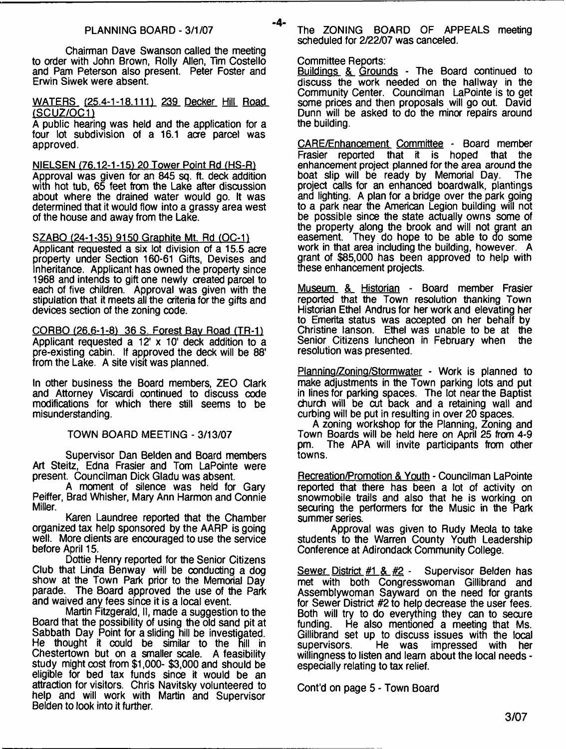## PLANNING BOARD - 3/1/07

Chairman Dave Swanson called the meeting to order with John Brown, Rolly Allen, Tim Costello and Pam Peterson also present. Peter Foster and Erwin Siwek were absent.

WATERS (25.4-1-18.111) 239 Decker Hill Road (SCUZ/OC1)
A public hearing was held and the application for a four lot subdivision of a 16.1 acre parcel was approved.

NIELSEN (76.12-1-15) 20 Tower Point Rd (HS-R)
Approval was given for an 845 sq. ft. deck addition with hot tub, 65 feet from the Lake after discussion about where the drained water would go. It was determined that it would flow into a grassy area west of the house and away from the Lake.

SZABO (24-1-35) 9150 Graphite Mt. Rd (OC-1)
Applicant requested a six lot division of a 15.5 acre property under Section 160-61 Gifts, Devises and Inheritance. Applicant has owned the property since 1968 and intends to gift one newly created parcel to each of five children. Approval was given with the stipulation that it meets all the criteria for the gifts and devices section of the zoning code.

CORBO (26.6-1-8) 36 S. Forest Bay Road (TR-1)
Applicant requested a 12' x 10' deck addition to a pre-existing cabin. If approved the deck will be 88' from the Lake. A site visit was planned.

In other business the Board members, ZEO Clark and Attorney Viscardi continued to discuss code modifications for which there still seems to be misunderstanding.

## TOWN BOARD MEETING - 3/13/07

Supervisor Dan Belden and Board members Art Steitz, Edna Frasier and Tom LaPointe were present. Councilman Dick Gladu was absent.

A moment of silence was held for Gary Peiffer, Brad Whisher, Mary Ann Harmon and Connie Miller.

Karen Laundree reported that the Chamber organized tax help sponsored by the AARP is going well. More clients are encouraged to use the service before April 15.

Dottie Henry reported for the Senior Citizens Club that Linda Benway will be conducting a dog show at the Town Park prior to the Memorial Day parade. The Board approved the use of the Park and waived any fees since it is a local event.

Martin Fitzgerald, II, made a suggestion to the Board that the possibility of using the old sand pit at Sabbath Day Point for a sliding hill be investigated. He thought it could be similar to the hill in Chestertown but on a smaller scale. A feasibility study might cost from $1,000- $3,000 and should be eligible for bed tax funds since it would be an attraction for visitors. Chris Navitsky volunteered to help and will work with Martin and Supervisor Belden to look into it further.

The ZONING BOARD OF APPEALS meeting scheduled for 2/22/07 was canceled.

Committee Reports:

Buildings & Grounds - The Board continued to discuss the work needed on the hallway in the Community Center. Councilman LaPointe is to get some prices and then proposals will go out. David Dunn will be asked to do the minor repairs around the building.

CARE/Enhancement Committee - Board member Frasier reported that it is hoped that the enhancement project planned for the area around the boat slip will be ready by Memorial Day. The project calls for an enhanced boardwalk, plantings and lighting. A plan for a bridge over the park going to a park near the American Legion building will not be possible since the state actually owns some of the property along the brook and will not grant an easement. They do hope to be able to do some work in that area including the building, however. A grant of $85,000 has been approved to help with these enhancement projects.

Museum & Historian - Board member Frasier reported that the Town resolution thanking Town Historian Ethel Andrus for her work and elevating her to Emerita status was accepted on her behalf by Christine Ianson. Ethel was unable to be at the Senior Citizens luncheon in February when the resolution was presented.

Planning/Zoning/Stormwater - Work is planned to make adjustments in the Town parking lots and put in lines for parking spaces. The lot near the Baptist church will be cut back and a retaining wall and curbing will be put in resulting in over 20 spaces.

A zoning workshop for the Planning, Zoning and Town Boards will be held here on April 25 from 4-9 pm. The APA will invite participants from other towns.

Recreation/Promotion & Youth - Councilman LaPointe reported that there has been a lot of activity on snowmobile trails and also that he is working on securing the performers for the Music in the Park summer series.

Approval was given to Rudy Meola to take students to the Warren County Youth Leadership Conference at Adirondack Community College.

Sewer District #1 & #2 - Supervisor Belden has met with both Congresswoman Gillibrand and Assemblywoman Sayward on the need for grants for Sewer District #2 to help decrease the user fees. Both will try to do everything they can to secure funding. He also mentioned a meeting that Ms. Gillibrand set up to discuss issues with the local supervisors. He was impressed with her willingness to listen and learn about the local needs - especially relating to tax relief.

Cont'd on page 5 - Town Board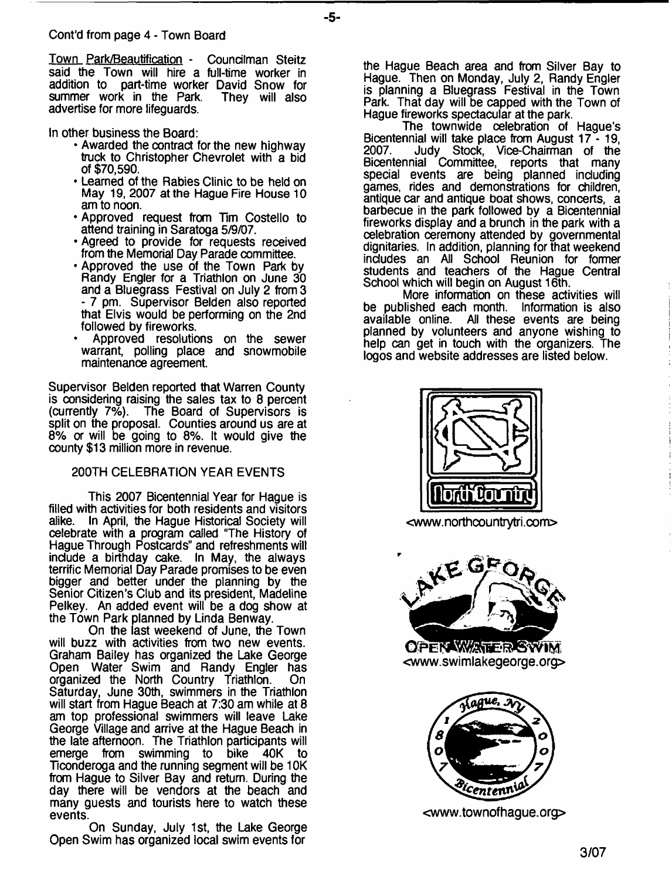Cont'd from page 4 - Town Board

Town Park/Beautification - Councilman Steitz said the Town will hire a full-time worker in addition to part-time worker David Snow for summer work in the Park. They will also advertise for more lifeguards.

In other business the Board:

- Awarded the contract for the new highway truck to Christopher Chevrolet with a bid of $70,590.
- Learned of the Rabies Clinic to be held on May 19, 2007 at the Hague Fire House 10 am to noon.
- Approved request from Tim Costello to attend training in Saratoga 5/9/07.
- Agreed to provide for requests received from the Memorial Day Parade committee.
- Approved the use of the Town Park by Randy Engler for a Triathlon on June 30 and a Bluegrass Festival on July 2 from 3 - 7 pm. Supervisor Belden also reported that Elvis would be performing on the 2nd followed by fireworks.
- Approved resolutions on the sewer warrant, polling place and snowmobile maintenance agreement.

Supervisor Belden reported that Warren County is considering raising the sales tax to 8 percent (currently 7%). The Board of Supervisors is split on the proposal. Counties around us are at 8% or will be going to 8%. It would give the county $13 million more in revenue.

## 200TH CELEBRATION YEAR EVENTS

This 2007 Bicentennial Year for Hague is filled with activities for both residents and visitors alike. In April, the Hague Historical Society will celebrate with a program called "The History of Hague Through Postcards" and refreshments will include a birthday cake. In May, the always terrific Memorial Day Parade promises to be even bigger and better under the planning by the Senior Citizen's Club and its president, Madeline Pelkey. An added event will be a dog show at the Town Park planned by Linda Benway.

On the last weekend of June, the Town will buzz with activities from two new events. Graham Bailey has organized the Lake George Open Water Swim and Randy Engler has organized the North Country Triathlon. On Saturday, June 30th, swimmers in the Triathlon will start from Hague Beach at 7:30 am while at 8 am top professional swimmers will leave Lake George Village and arrive at the Hague Beach in the late afternoon. The Triathlon participants will emerge from swimming to bike 40K to Ticonderoga and the running segment will be 10K from Hague to Silver Bay and return. During the day there will be vendors at the beach and many guests and tourists here to watch these events.

On Sunday, July 1st, the Lake George Open Swim has organized local swim events for the Hague Beach area and from Silver Bay to Hague. Then on Monday, July 2, Randy Engler is planning a Bluegrass Festival in the Town Park. That day will be capped with the Town of Hague fireworks spectacular at the park.

The townwide celebration of Hague's Bicentennial will take place from August 17 - 19, 2007. Judy Stock, Vice-Chairman of the Bicentennial Committee, reports that many special events are being planned including games, rides and demonstrations for children, antique car and antique boat shows, concerts, a barbecue in the park followed by a Bicentennial fireworks display and a brunch in the park with a celebration ceremony attended by governmental dignitaries. In addition, planning for that weekend includes an All School Reunion for former students and teachers of the Hague Central School which will begin on August 16th.

More information on these activities will be published each month. Information is also available online. All these events are being planned by volunteers and anyone wishing to help can get in touch with the organizers. The logos and website addresses are listed below.

North Country

<www.northcountrytri.com>

LAKE GEORGE OPEN WATER SWIM

<www.swimlakegeorge.org>

Hague, NY 1807 2007 Bicentennial

<www.townofhague.org>

3/07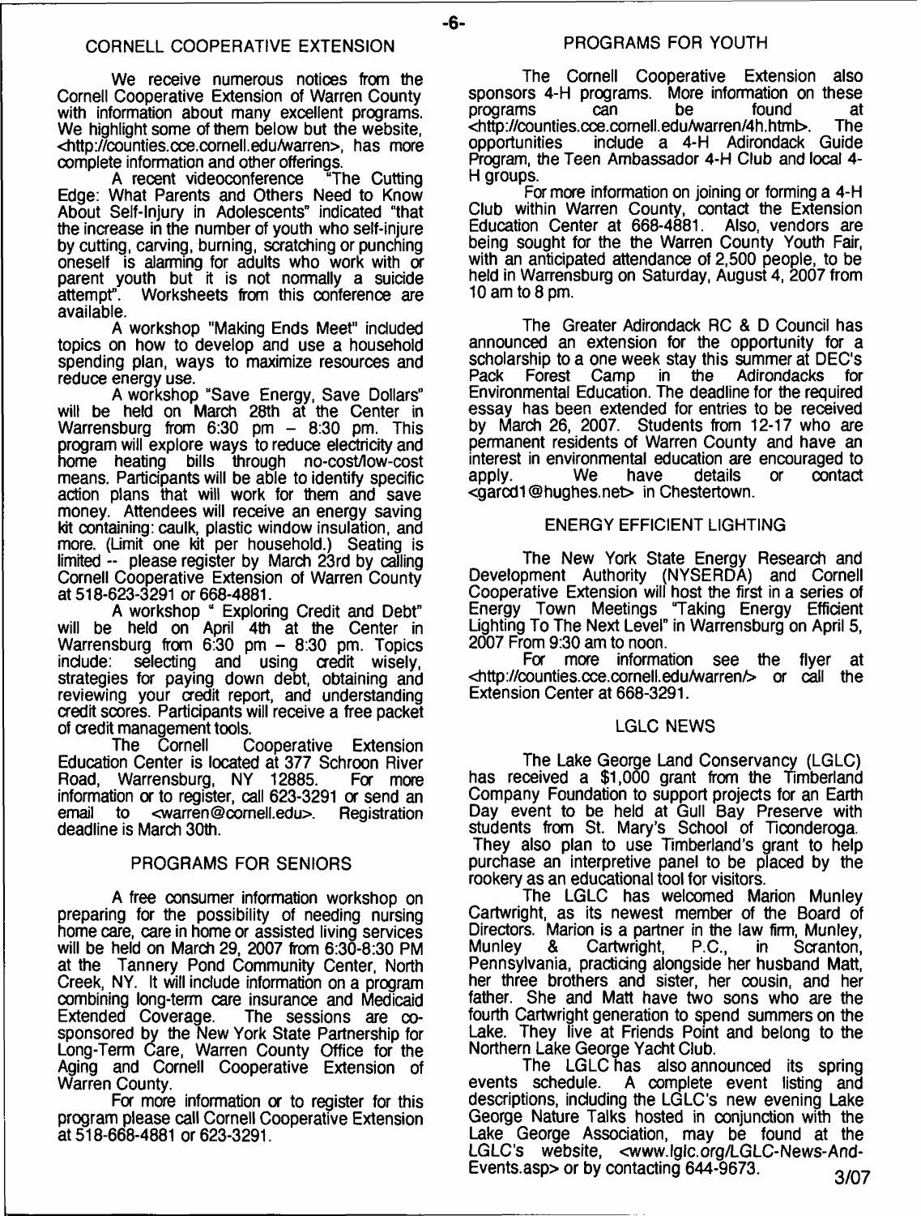## CORNELL COOPERATIVE EXTENSION

We receive numerous notices from the Cornell Cooperative Extension of Warren County with information about many excellent programs. We highlight some of them below but the website, <http://counties.cce.cornell.edu/warren>, has more complete information and other offerings.

A recent videoconference "The Cutting Edge: What Parents and Others Need to Know About Self-Injury in Adolescents" indicated "that the increase in the number of youth who self-injure by cutting, carving, burning, scratching or punching oneself is alarming for adults who work with or parent youth but it is not normally a suicide attempt". Worksheets from this conference are available.

A workshop "Making Ends Meet" included topics on how to develop and use a household spending plan, ways to maximize resources and reduce energy use.

A workshop "Save Energy, Save Dollars" will be held on March 28th at the Center in Warrensburg from 6:30 pm – 8:30 pm. This program will explore ways to reduce electricity and home heating bills through no-cost/low-cost means. Participants will be able to identify specific action plans that will work for them and save money. Attendees will receive an energy saving kit containing: caulk, plastic window insulation, and more. (Limit one kit per household.) Seating is limited -- please register by March 23rd by calling Cornell Cooperative Extension of Warren County at 518-623-3291 or 668-4881.

A workshop " Exploring Credit and Debt" will be held on April 4th at the Center in Warrensburg from 6:30 pm – 8:30 pm. Topics include: selecting and using credit wisely, strategies for paying down debt, obtaining and reviewing your credit report, and understanding credit scores. Participants will receive a free packet of credit management tools.

The Cornell Cooperative Extension Education Center is located at 377 Schroon River Road, Warrensburg, NY 12885. For more information or to register, call 623-3291 or send an email to <warren@cornell.edu>. Registration deadline is March 30th.

## PROGRAMS FOR SENIORS

A free consumer information workshop on preparing for the possibility of needing nursing home care, care in home or assisted living services will be held on March 29, 2007 from 6:30-8:30 PM at the Tannery Pond Community Center, North Creek, NY. It will include information on a program combining long-term care insurance and Medicaid Extended Coverage. The sessions are co-sponsored by the New York State Partnership for Long-Term Care, Warren County Office for the Aging and Cornell Cooperative Extension of Warren County.

For more information or to register for this program please call Cornell Cooperative Extension at 518-668-4881 or 623-3291.

## PROGRAMS FOR YOUTH

The Cornell Cooperative Extension also sponsors 4-H programs. More information on these programs can be found at <http://counties.cce.cornell.edu/warren/4h.htm>. The opportunities include a 4-H Adirondack Guide Program, the Teen Ambassador 4-H Club and local 4-H groups.

For more information on joining or forming a 4-H Club within Warren County, contact the Extension Education Center at 668-4881. Also, vendors are being sought for the the Warren County Youth Fair, with an anticipated attendance of 2,500 people, to be held in Warrensburg on Saturday, August 4, 2007 from 10 am to 8 pm.

The Greater Adirondack RC & D Council has announced an extension for the opportunity for a scholarship to a one week stay this summer at DEC's Pack Forest Camp in the Adirondacks for Environmental Education. The deadline for the required essay has been extended for entries to be received by March 26, 2007. Students from 12-17 who are permanent residents of Warren County and have an interest in environmental education are encouraged to apply. We have details or contact <garcd1@hughes.net> in Chestertown.

## ENERGY EFFICIENT LIGHTING

The New York State Energy Research and Development Authority (NYSERDA) and Cornell Cooperative Extension will host the first in a series of Energy Town Meetings "Taking Energy Efficient Lighting To The Next Level" in Warrensburg on April 5, 2007 From 9:30 am to noon.

For more information see the flyer at <http://counties.cce.cornell.edu/warren/> or call the Extension Center at 668-3291.

## LGLC NEWS

The Lake George Land Conservancy (LGLC) has received a $1,000 grant from the Timberland Company Foundation to support projects for an Earth Day event to be held at Gull Bay Preserve with students from St. Mary's School of Ticonderoga. They also plan to use Timberland's grant to help purchase an interpretive panel to be placed by the rookery as an educational tool for visitors.

The LGLC has welcomed Marion Munley Cartwright, as its newest member of the Board of Directors. Marion is a partner in the law firm, Munley, Munley & Cartwright, P.C., in Scranton, Pennsylvania, practicing alongside her husband Matt, her three brothers and sister, her cousin, and her father. She and Matt have two sons who are the fourth Cartwright generation to spend summers on the Lake. They live at Friends Point and belong to the Northern Lake George Yacht Club.

The LGLC has also announced its spring events schedule. A complete event listing and descriptions, including the LGLC's new evening Lake George Nature Talks hosted in conjunction with the Lake George Association, may be found at the LGLC's website, <www.lglc.org/LGLC-News-And-Events.asp> or by contacting 644-9673.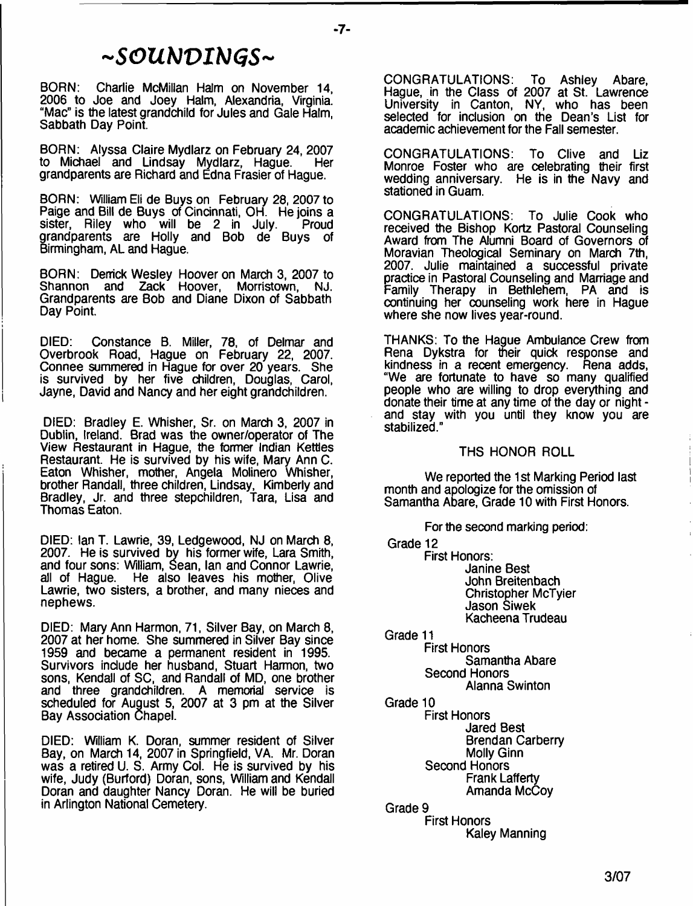# ~SOUNDINGS~

BORN: Charlie McMillan Halm on November 14, 2006 to Joe and Joey Halm, Alexandria, Virginia. "Mac" is the latest grandchild for Jules and Gale Halm, Sabbath Day Point.

BORN: Alyssa Claire Mydlarz on February 24, 2007 to Michael and Lindsay Mydlarz, Hague. Her grandparents are Richard and Edna Frasier of Hague.

BORN: William Eli de Buys on February 28, 2007 to Paige and Bill de Buys of Cincinnati, OH. He joins a sister, Riley who will be 2 in July. Proud grandparents are Holly and Bob de Buys of Birmingham, AL and Hague.

BORN: Derrick Wesley Hoover on March 3, 2007 to Shannon and Zack Hoover, Morristown, NJ. Grandparents are Bob and Diane Dixon of Sabbath Day Point.

DIED: Constance B. Miller, 78, of Delmar and Overbrook Road, Hague on February 22, 2007. Connee summered in Hague for over 20 years. She is survived by her five children, Douglas, Carol, Jayne, David and Nancy and her eight grandchildren.

DIED: Bradley E. Whisher, Sr. on March 3, 2007 in Dublin, Ireland. Brad was the owner/operator of The View Restaurant in Hague, the former Indian Kettles Restaurant. He is survived by his wife, Mary Ann C. Eaton Whisher, mother, Angela Molinero Whisher, brother Randall, three children, Lindsay, Kimberly and Bradley, Jr. and three stepchildren, Tara, Lisa and Thomas Eaton.

DIED: Ian T. Lawrie, 39, Ledgewood, NJ on March 8, 2007. He is survived by his former wife, Lara Smith, and four sons: William, Sean, Ian and Connor Lawrie, all of Hague. He also leaves his mother, Olive Lawrie, two sisters, a brother, and many nieces and nephews.

DIED: Mary Ann Harmon, 71, Silver Bay, on March 8, 2007 at her home. She summered in Silver Bay since 1959 and became a permanent resident in 1995. Survivors include her husband, Stuart Harmon, two sons, Kendall of SC, and Randall of MD, one brother and three grandchildren. A memorial service is scheduled for August 5, 2007 at 3 pm at the Silver Bay Association Chapel.

DIED: William K. Doran, summer resident of Silver Bay, on March 14, 2007 in Springfield, VA. Mr. Doran was a retired U. S. Army Col. He is survived by his wife, Judy (Burford) Doran, sons, William and Kendall Doran and daughter Nancy Doran. He will be buried in Arlington National Cemetery.

CONGRATULATIONS: To Ashley Abare, Hague, in the Class of 2007 at St. Lawrence University in Canton, NY, who has been selected for inclusion on the Dean's List for academic achievement for the Fall semester.

CONGRATULATIONS: To Clive and Liz Monroe Foster who are celebrating their first wedding anniversary. He is in the Navy and stationed in Guam.

CONGRATULATIONS: To Julie Cook who received the Bishop Kortz Pastoral Counseling Award from The Alumni Board of Governors of Moravian Theological Seminary on March 7th, 2007. Julie maintained a successful private practice in Pastoral Counseling and Marriage and Family Therapy in Bethlehem, PA and is continuing her counseling work here in Hague where she now lives year-round.

THANKS: To the Hague Ambulance Crew from Rena Dykstra for their quick response and kindness in a recent emergency. Rena adds, "We are fortunate to have so many qualified people who are willing to drop everything and donate their time at any time of the day or night - and stay with you until they know you are stabilized."

## THS HONOR ROLL

We reported the 1st Marking Period last month and apologize for the omission of Samantha Abare, Grade 10 with First Honors.

For the second marking period:

Grade 12
- First Honors:
  - Janine Best
  - John Breitenbach
  - Christopher McTyier
  - Jason Siwek
  - Kacheena Trudeau

Grade 11
- First Honors
  - Samantha Abare
- Second Honors
  - Alanna Swinton

Grade 10
- First Honors
  - Jared Best
  - Brendan Carberry
  - Molly Ginn
- Second Honors
  - Frank Lafferty
  - Amanda McCoy

Grade 9
- First Honors
  - Kaley Manning

3/07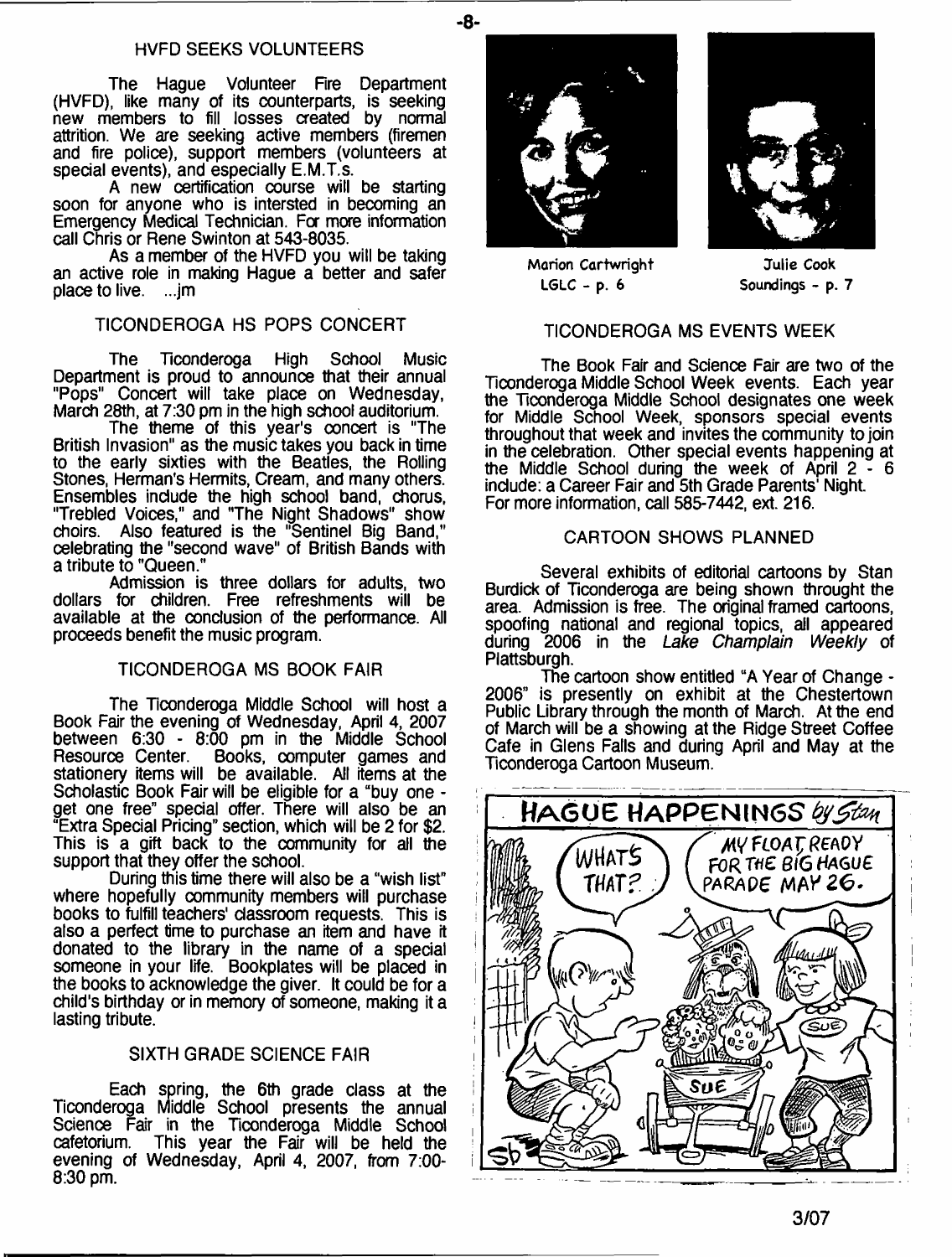## HVFD SEEKS VOLUNTEERS

The Hague Volunteer Fire Department (HVFD), like many of its counterparts, is seeking new members to fill losses created by normal attrition. We are seeking active members (firemen and fire police), support members (volunteers at special events), and especially E.M.T.s.

A new certification course will be starting soon for anyone who is intersted in becoming an Emergency Medical Technician. For more information call Chris or Rene Swinton at 543-8035.

As a member of the HVFD you will be taking an active role in making Hague a better and safer place to live. ...jm

## TICONDEROGA HS POPS CONCERT

The Ticonderoga High School Music Department is proud to announce that their annual "Pops" Concert will take place on Wednesday, March 28th, at 7:30 pm in the high school auditorium.

The theme of this year's concert is "The British Invasion" as the music takes you back in time to the early sixties with the Beatles, the Rolling Stones, Herman's Hermits, Cream, and many others. Ensembles include the high school band, chorus, "Trebled Voices," and "The Night Shadows" show choirs. Also featured is the "Sentinel Big Band," celebrating the "second wave" of British Bands with a tribute to "Queen."

Admission is three dollars for adults, two dollars for children. Free refreshments will be available at the conclusion of the performance. All proceeds benefit the music program.

## TICONDEROGA MS BOOK FAIR

The Ticonderoga Middle School will host a Book Fair the evening of Wednesday, April 4, 2007 between 6:30 - 8:00 pm in the Middle School Resource Center. Books, computer games and stationery items will be available. All items at the Scholastic Book Fair will be eligible for a "buy one - get one free" special offer. There will also be an "Extra Special Pricing" section, which will be 2 for $2. This is a gift back to the community for all the support that they offer the school.

During this time there will also be a "wish list" where hopefully community members will purchase books to fulfill teachers' classroom requests. This is also a perfect time to purchase an item and have it donated to the library in the name of a special someone in your life. Bookplates will be placed in the books to acknowledge the giver. It could be for a child's birthday or in memory of someone, making it a lasting tribute.

## SIXTH GRADE SCIENCE FAIR

Each spring, the 6th grade class at the Ticonderoga Middle School presents the annual Science Fair in the Ticonderoga Middle School cafetorium. This year the Fair will be held the evening of Wednesday, April 4, 2007, from 7:00-8:30 pm.

Marion Cartwright
LGLC - p. 6

Julie Cook
Soundings - p. 7

## TICONDEROGA MS EVENTS WEEK

The Book Fair and Science Fair are two of the Ticonderoga Middle School Week events. Each year the Ticonderoga Middle School designates one week for Middle School Week, sponsors special events throughout that week and invites the community to join in the celebration. Other special events happening at the Middle School during the week of April 2 - 6 include: a Career Fair and 5th Grade Parents' Night. For more information, call 585-7442, ext. 216.

## CARTOON SHOWS PLANNED

Several exhibits of editorial cartoons by Stan Burdick of Ticonderoga are being shown throught the area. Admission is free. The original framed cartoons, spoofing national and regional topics, all appeared during 2006 in the *Lake Champlain Weekly* of Plattsburgh.

The cartoon show entitled "A Year of Change - 2006" is presently on exhibit at the Chestertown Public Library through the month of March. At the end of March will be a showing at the Ridge Street Coffee Cafe in Glens Falls and during April and May at the Ticonderoga Cartoon Museum.

HAGUE HAPPENINGS by Stan

WHAT'S THAT?

MY FLOAT, READY FOR THE BIG HAGUE PARADE MAY 26.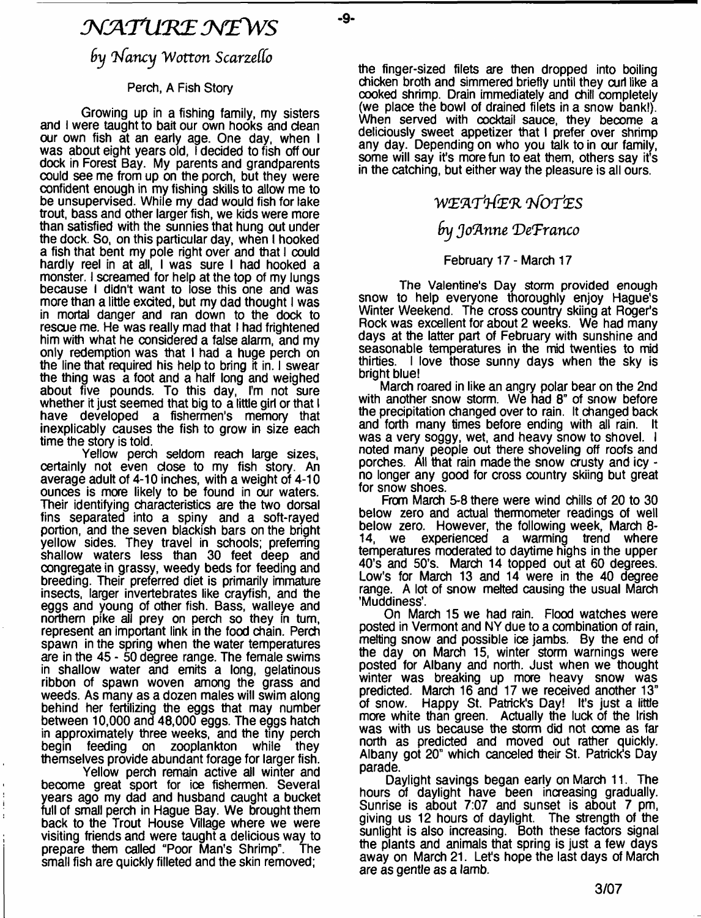# NATURE NEWS

## by Nancy Wotton Scarzello

### Perch, A Fish Story

Growing up in a fishing family, my sisters and I were taught to bait our own hooks and clean our own fish at an early age. One day, when I was about eight years old, I decided to fish off our dock in Forest Bay. My parents and grandparents could see me from up on the porch, but they were confident enough in my fishing skills to allow me to be unsupervised. While my dad would fish for lake trout, bass and other larger fish, we kids were more than satisfied with the sunnies that hung out under the dock. So, on this particular day, when I hooked a fish that bent my pole right over and that I could hardly reel in at all, I was sure I had hooked a monster. I screamed for help at the top of my lungs because I didn't want to lose this one and was more than a little excited, but my dad thought I was in mortal danger and ran down to the dock to rescue me. He was really mad that I had frightened him with what he considered a false alarm, and my only redemption was that I had a huge perch on the line that required his help to bring it in. I swear the thing was a foot and a half long and weighed about five pounds. To this day, I'm not sure whether it just seemed that big to a little girl or that I have developed a fishermen's memory that inexplicably causes the fish to grow in size each time the story is told.

Yellow perch seldom reach large sizes, certainly not even close to my fish story. An average adult of 4-10 inches, with a weight of 4-10 ounces is more likely to be found in our waters. Their identifying characteristics are the two dorsal fins separated into a spiny and a soft-rayed portion, and the seven blackish bars on the bright yellow sides. They travel in schools; preferring shallow waters less than 30 feet deep and congregate in grassy, weedy beds for feeding and breeding. Their preferred diet is primarily immature insects, larger invertebrates like crayfish, and the eggs and young of other fish. Bass, walleye and northern pike all prey on perch so they in turn, represent an important link in the food chain. Perch spawn in the spring when the water temperatures are in the 45 - 50 degree range. The female swims in shallow water and emits a long, gelatinous ribbon of spawn woven among the grass and weeds. As many as a dozen males will swim along behind her fertilizing the eggs that may number between 10,000 and 48,000 eggs. The eggs hatch in approximately three weeks, and the tiny perch begin feeding on zooplankton while they themselves provide abundant forage for larger fish.

Yellow perch remain active all winter and become great sport for ice fishermen. Several years ago my dad and husband caught a bucket full of small perch in Hague Bay. We brought them back to the Trout House Village where we were visiting friends and were taught a delicious way to prepare them called "Poor Man's Shrimp". The small fish are quickly filleted and the skin removed; the finger-sized filets are then dropped into boiling chicken broth and simmered briefly until they curl like a cooked shrimp. Drain immediately and chill completely (we place the bowl of drained filets in a snow bank!). When served with cocktail sauce, they become a deliciously sweet appetizer that I prefer over shrimp any day. Depending on who you talk to in our family, some will say it's more fun to eat them, others say it's in the catching, but either way the pleasure is all ours.

# WEATHER NOTES

## by JoAnne DeFranco

### February 17 - March 17

The Valentine's Day storm provided enough snow to help everyone thoroughly enjoy Hague's Winter Weekend. The cross country skiing at Roger's Rock was excellent for about 2 weeks. We had many days at the latter part of February with sunshine and seasonable temperatures in the mid twenties to mid thirties. I love those sunny days when the sky is bright blue!

March roared in like an angry polar bear on the 2nd with another snow storm. We had 8" of snow before the precipitation changed over to rain. It changed back and forth many times before ending with all rain. It was a very soggy, wet, and heavy snow to shovel. I noted many people out there shoveling off roofs and porches. All that rain made the snow crusty and icy - no longer any good for cross country skiing but great for snow shoes.

From March 5-8 there were wind chills of 20 to 30 below zero and actual thermometer readings of well below zero. However, the following week, March 8-14, we experienced a warming trend where temperatures moderated to daytime highs in the upper 40's and 50's. March 14 topped out at 60 degrees. Low's for March 13 and 14 were in the 40 degree range. A lot of snow melted causing the usual March 'Muddiness'.

On March 15 we had rain. Flood watches were posted in Vermont and NY due to a combination of rain, melting snow and possible ice jambs. By the end of the day on March 15, winter storm warnings were posted for Albany and north. Just when we thought winter was breaking up more heavy snow was predicted. March 16 and 17 we received another 13" of snow. Happy St. Patrick's Day! It's just a little more white than green. Actually the luck of the Irish was with us because the storm did not come as far north as predicted and moved out rather quickly. Albany got 20" which canceled their St. Patrick's Day parade.

Daylight savings began early on March 11. The hours of daylight have been increasing gradually. Sunrise is about 7:07 and sunset is about 7 pm, giving us 12 hours of daylight. The strength of the sunlight is also increasing. Both these factors signal the plants and animals that spring is just a few days away on March 21. Let's hope the last days of March are as gentle as a lamb.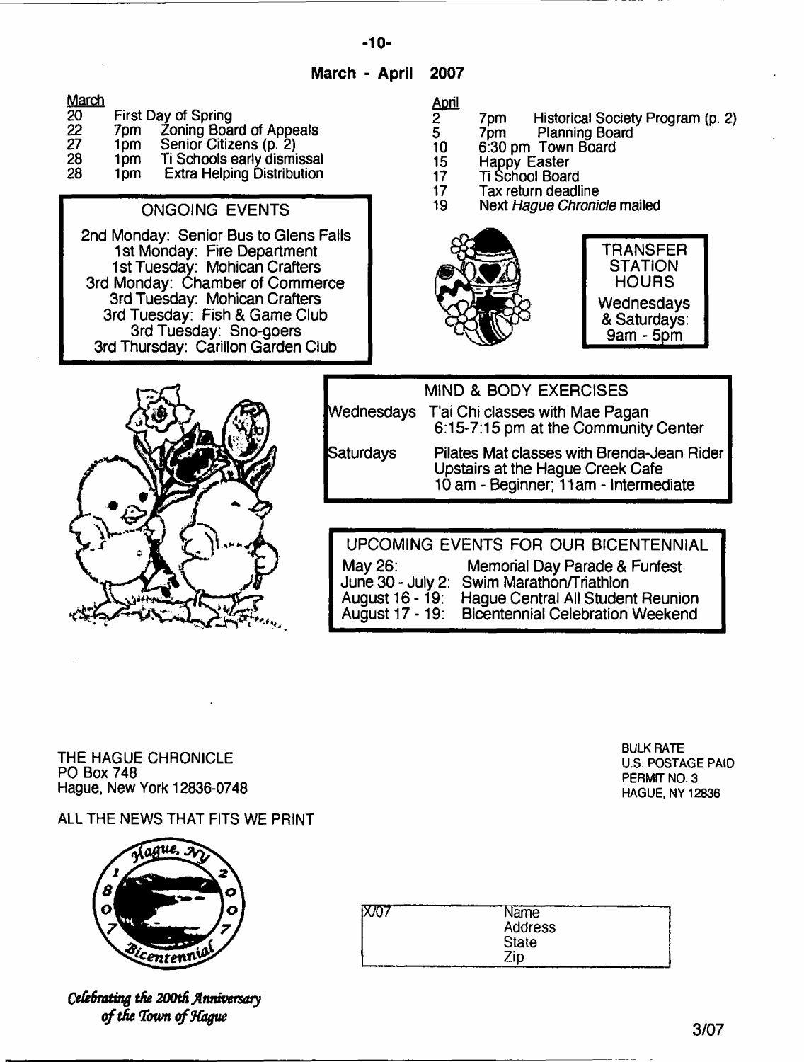## March - April 2007

**March**

| | | |
|---|---|---|
| 20 | | First Day of Spring |
| 22 | 7pm | Zoning Board of Appeals |
| 27 | 1pm | Senior Citizens (p. 2) |
| 28 | 1pm | Ti Schools early dismissal |
| 28 | 1pm | Extra Helping Distribution |

**April**

| | | |
|---|---|---|
| 2 | 7pm | Historical Society Program (p. 2) |
| 5 | 7pm | Planning Board |
| 10 | 6:30 pm | Town Board |
| 15 | | Happy Easter |
| 17 | | Ti School Board |
| 17 | | Tax return deadline |
| 19 | | Next *Hague Chronicle* mailed |

### ONGOING EVENTS

2nd Monday: Senior Bus to Glens Falls
1st Monday: Fire Department
1st Tuesday: Mohican Crafters
3rd Monday: Chamber of Commerce
3rd Tuesday: Mohican Crafters
3rd Tuesday: Fish & Game Club
3rd Tuesday: Sno-goers
3rd Thursday: Carillon Garden Club

### TRANSFER STATION HOURS

Wednesdays & Saturdays: 9am - 5pm

### MIND & BODY EXERCISES

| | |
|---|---|
| Wednesdays | T'ai Chi classes with Mae Pagan 6:15-7:15 pm at the Community Center |
| Saturdays | Pilates Mat classes with Brenda-Jean Rider Upstairs at the Hague Creek Cafe 10 am - Beginner; 11am - Intermediate |

### UPCOMING EVENTS FOR OUR BICENTENNIAL

| | |
|---|---|
| May 26: | Memorial Day Parade & Funfest |
| June 30 - July 2: | Swim Marathon/Triathlon |
| August 16 - 19: | Hague Central All Student Reunion |
| August 17 - 19: | Bicentennial Celebration Weekend |

THE HAGUE CHRONICLE
PO Box 748
Hague, New York 12836-0748

ALL THE NEWS THAT FITS WE PRINT

BULK RATE
U.S. POSTAGE PAID
PERMIT NO. 3
HAGUE, NY 12836

Hague, NY 1807 2007 Bicentennial

*Celebrating the 200th Anniversary of the Town of Hague*

X/07 Name
Address
State
Zip

3/07